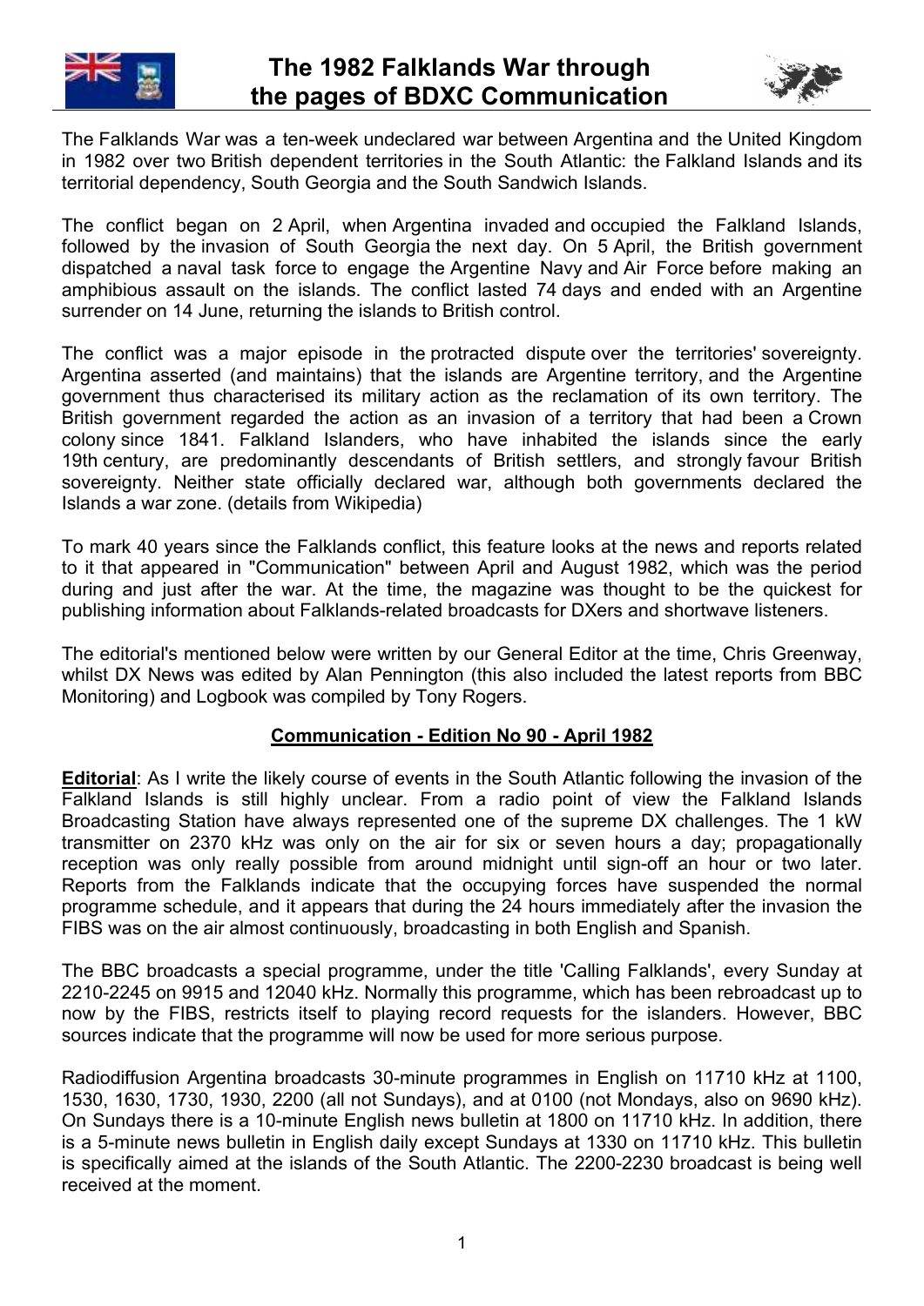# The 1982 Falklands War through the pages of BDXC Communication

The Falklands War was a ten-week undeclared war between Argentina and the United Kingdom in 1982 over two British dependent territories in the South Atlantic: the Falkland Islands and its territorial dependency, South Georgia and the South Sandwich Islands.

The conflict began on 2 April, when Argentina invaded and occupied the Falkland Islands, followed by the invasion of South Georgia the next day. On 5 April, the British government dispatched a naval task force to engage the Argentine Navy and Air Force before making an amphibious assault on the islands. The conflict lasted 74 days and ended with an Argentine surrender on 14 June, returning the islands to British control.

The conflict was a major episode in the protracted dispute over the territories' sovereignty. Argentina asserted (and maintains) that the islands are Argentine territory, and the Argentine government thus characterised its military action as the reclamation of its own territory. The British government regarded the action as an invasion of a territory that had been a Crown colony since 1841. Falkland Islanders, who have inhabited the islands since the early 19th century, are predominantly descendants of British settlers, and strongly favour British sovereignty. Neither state officially declared war, although both governments declared the Islands a war zone. (details from Wikipedia)

To mark 40 years since the Falklands conflict, this feature looks at the news and reports related to it that appeared in "Communication" between April and August 1982, which was the period during and just after the war. At the time, the magazine was thought to be the quickest for publishing information about Falklands-related broadcasts for DXers and shortwave listeners.

The editorial's mentioned below were written by our General Editor at the time, Chris Greenway, whilst DX News was edited by Alan Pennington (this also included the latest reports from BBC Monitoring) and Logbook was compiled by Tony Rogers.

## Communication - Edition No 90 - April 1982

**Editorial**: As I write the likely course of events in the South Atlantic following the invasion of the Falkland Islands is still highly unclear. From a radio point of view the Falkland Islands Broadcasting Station have always represented one of the supreme DX challenges. The 1 kW transmitter on 2370 kHz was only on the air for six or seven hours a day; propagationally reception was only really possible from around midnight until sign-off an hour or two later. Reports from the Falklands indicate that the occupying forces have suspended the normal programme schedule, and it appears that during the 24 hours immediately after the invasion the FIBS was on the air almost continuously, broadcasting in both English and Spanish.

The BBC broadcasts a special programme, under the title 'Calling Falklands', every Sunday at 2210-2245 on 9915 and 12040 kHz. Normally this programme, which has been rebroadcast up to now by the FIBS, restricts itself to playing record requests for the islanders. However, BBC sources indicate that the programme will now be used for more serious purpose.

Radiodiffusion Argentina broadcasts 30-minute programmes in English on 11710 kHz at 1100, 1530, 1630, 1730, 1930, 2200 (all not Sundays), and at 0100 (not Mondays, also on 9690 kHz). On Sundays there is a 10-minute English news bulletin at 1800 on 11710 kHz. In addition, there is a 5-minute news bulletin in English daily except Sundays at 1330 on 11710 kHz. This bulletin is specifically aimed at the islands of the South Atlantic. The 2200-2230 broadcast is being well received at the moment.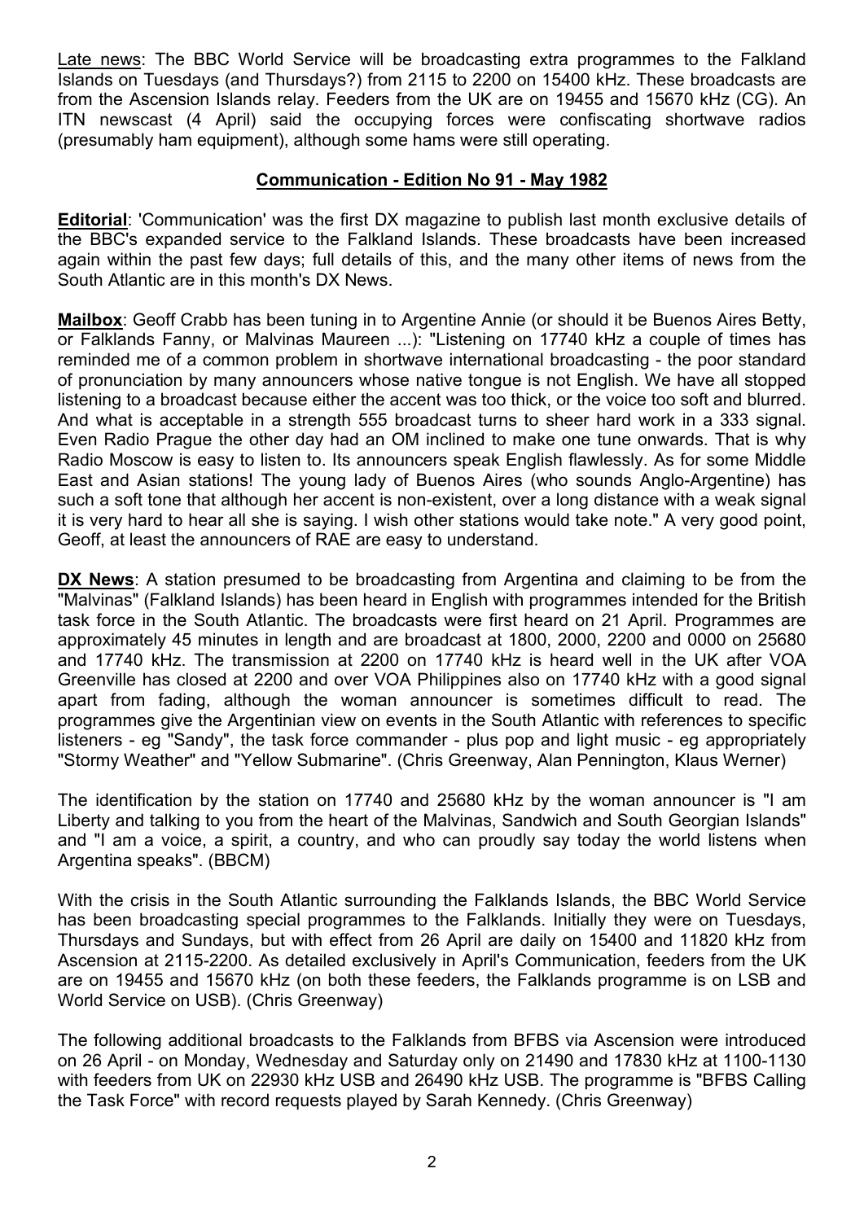<u>Late news</u>: The BBC World Service will be broadcasting extra programmes to the Falkland Islands on Tuesdays (and Thursdays?) from 2115 to 2200 on 15400 kHz. These broadcasts are from the Ascension Islands relay. Feeders from the UK are on 19455 and 15670 kHz (CG). An ITN newscast (4 April) said the occupying forces were confiscating shortwave radios (presumably ham equipment), although some hams were still operating.

## Communication - Edition No 91 - May 1982

**Editorial**: 'Communication' was the first DX magazine to publish last month exclusive details of the BBC's expanded service to the Falkland Islands. These broadcasts have been increased again within the past few days; full details of this, and the many other items of news from the South Atlantic are in this month's DX News.

**Mailbox**: Geoff Crabb has been tuning in to Argentine Annie (or should it be Buenos Aires Betty, or Falklands Fanny, or Malvinas Maureen ...): "Listening on 17740 kHz a couple of times has reminded me of a common problem in shortwave international broadcasting - the poor standard of pronunciation by many announcers whose native tongue is not English. We have all stopped listening to a broadcast because either the accent was too thick, or the voice too soft and blurred. And what is acceptable in a strength 555 broadcast turns to sheer hard work in a 333 signal. Even Radio Prague the other day had an OM inclined to make one tune onwards. That is why Radio Moscow is easy to listen to. Its announcers speak English flawlessly. As for some Middle East and Asian stations! The young lady of Buenos Aires (who sounds Anglo-Argentine) has such a soft tone that although her accent is non-existent, over a long distance with a weak signal it is very hard to hear all she is saying. I wish other stations would take note." A very good point, Geoff, at least the announcers of RAE are easy to understand.

**DX News**: A station presumed to be broadcasting from Argentina and claiming to be from the "Malvinas" (Falkland Islands) has been heard in English with programmes intended for the British task force in the South Atlantic. The broadcasts were first heard on 21 April. Programmes are approximately 45 minutes in length and are broadcast at 1800, 2000, 2200 and 0000 on 25680 and 17740 kHz. The transmission at 2200 on 17740 kHz is heard well in the UK after VOA Greenville has closed at 2200 and over VOA Philippines also on 17740 kHz with a good signal apart from fading, although the woman announcer is sometimes difficult to read. The programmes give the Argentinian view on events in the South Atlantic with references to specific listeners - eg "Sandy", the task force commander - plus pop and light music - eg appropriately "Stormy Weather" and "Yellow Submarine". (Chris Greenway, Alan Pennington, Klaus Werner)

The identification by the station on 17740 and 25680 kHz by the woman announcer is "I am Liberty and talking to you from the heart of the Malvinas, Sandwich and South Georgian Islands" and "I am a voice, a spirit, a country, and who can proudly say today the world listens when Argentina speaks". (BBCM)

With the crisis in the South Atlantic surrounding the Falklands Islands, the BBC World Service has been broadcasting special programmes to the Falklands. Initially they were on Tuesdays, Thursdays and Sundays, but with effect from 26 April are daily on 15400 and 11820 kHz from Ascension at 2115-2200. As detailed exclusively in April's Communication, feeders from the UK are on 19455 and 15670 kHz (on both these feeders, the Falklands programme is on LSB and World Service on USB). (Chris Greenway)

The following additional broadcasts to the Falklands from BFBS via Ascension were introduced on 26 April - on Monday, Wednesday and Saturday only on 21490 and 17830 kHz at 1100-1130 with feeders from UK on 22930 kHz USB and 26490 kHz USB. The programme is "BFBS Calling the Task Force" with record requests played by Sarah Kennedy. (Chris Greenway)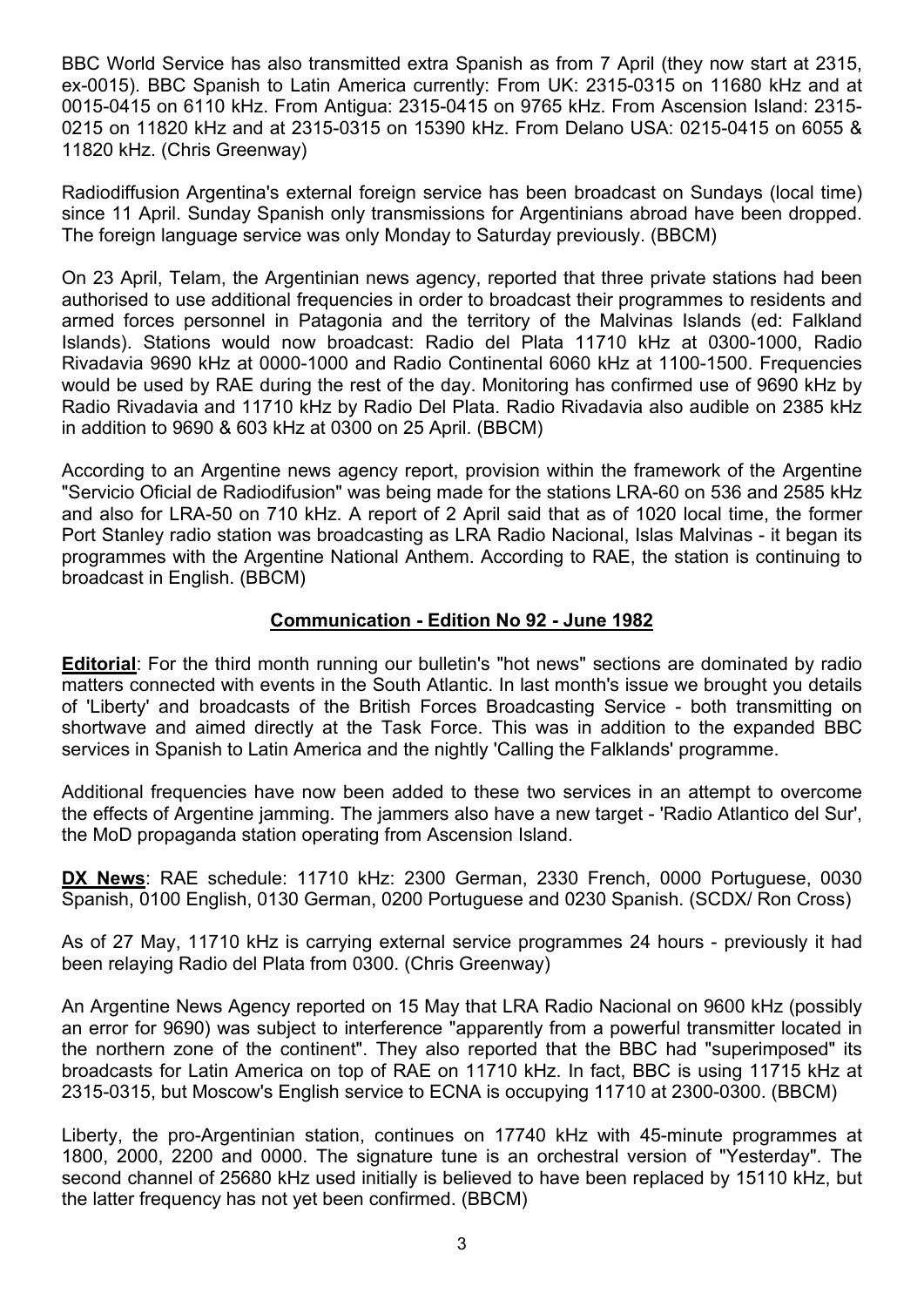BBC World Service has also transmitted extra Spanish as from 7 April (they now start at 2315, ex-0015). BBC Spanish to Latin America currently: From UK: 2315-0315 on 11680 kHz and at 0015-0415 on 6110 kHz. From Antigua: 2315-0415 on 9765 kHz. From Ascension Island: 2315-0215 on 11820 kHz and at 2315-0315 on 15390 kHz. From Delano USA: 0215-0415 on 6055 & 11820 kHz. (Chris Greenway)

Radiodiffusion Argentina's external foreign service has been broadcast on Sundays (local time) since 11 April. Sunday Spanish only transmissions for Argentinians abroad have been dropped. The foreign language service was only Monday to Saturday previously. (BBCM)

On 23 April, Telam, the Argentinian news agency, reported that three private stations had been authorised to use additional frequencies in order to broadcast their programmes to residents and armed forces personnel in Patagonia and the territory of the Malvinas Islands (ed: Falkland Islands). Stations would now broadcast: Radio del Plata 11710 kHz at 0300-1000, Radio Rivadavia 9690 kHz at 0000-1000 and Radio Continental 6060 kHz at 1100-1500. Frequencies would be used by RAE during the rest of the day. Monitoring has confirmed use of 9690 kHz by Radio Rivadavia and 11710 kHz by Radio Del Plata. Radio Rivadavia also audible on 2385 kHz in addition to 9690 & 603 kHz at 0300 on 25 April. (BBCM)

According to an Argentine news agency report, provision within the framework of the Argentine "Servicio Oficial de Radiodifusion" was being made for the stations LRA-60 on 536 and 2585 kHz and also for LRA-50 on 710 kHz. A report of 2 April said that as of 1020 local time, the former Port Stanley radio station was broadcasting as LRA Radio Nacional, Islas Malvinas - it began its programmes with the Argentine National Anthem. According to RAE, the station is continuing to broadcast in English. (BBCM)

## Communication - Edition No 92 - June 1982

**Editorial**: For the third month running our bulletin's "hot news" sections are dominated by radio matters connected with events in the South Atlantic. In last month's issue we brought you details of 'Liberty' and broadcasts of the British Forces Broadcasting Service - both transmitting on shortwave and aimed directly at the Task Force. This was in addition to the expanded BBC services in Spanish to Latin America and the nightly 'Calling the Falklands' programme.

Additional frequencies have now been added to these two services in an attempt to overcome the effects of Argentine jamming. The jammers also have a new target - 'Radio Atlantico del Sur', the MoD propaganda station operating from Ascension Island.

**DX News**: RAE schedule: 11710 kHz: 2300 German, 2330 French, 0000 Portuguese, 0030 Spanish, 0100 English, 0130 German, 0200 Portuguese and 0230 Spanish. (SCDX/ Ron Cross)

As of 27 May, 11710 kHz is carrying external service programmes 24 hours - previously it had been relaying Radio del Plata from 0300. (Chris Greenway)

An Argentine News Agency reported on 15 May that LRA Radio Nacional on 9600 kHz (possibly an error for 9690) was subject to interference "apparently from a powerful transmitter located in the northern zone of the continent". They also reported that the BBC had "superimposed" its broadcasts for Latin America on top of RAE on 11710 kHz. In fact, BBC is using 11715 kHz at 2315-0315, but Moscow's English service to ECNA is occupying 11710 at 2300-0300. (BBCM)

Liberty, the pro-Argentinian station, continues on 17740 kHz with 45-minute programmes at 1800, 2000, 2200 and 0000. The signature tune is an orchestral version of "Yesterday". The second channel of 25680 kHz used initially is believed to have been replaced by 15110 kHz, but the latter frequency has not yet been confirmed. (BBCM)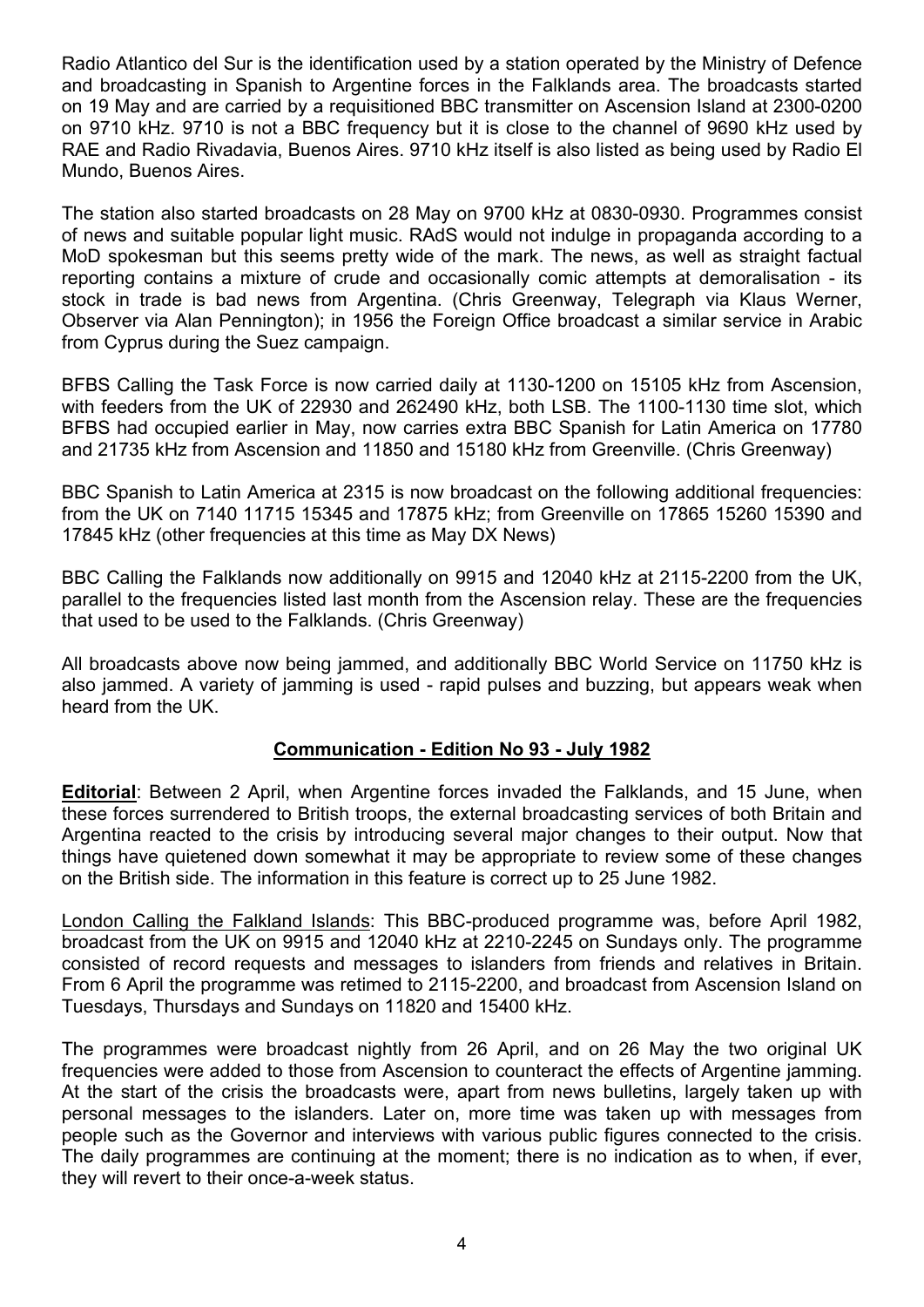Radio Atlantico del Sur is the identification used by a station operated by the Ministry of Defence and broadcasting in Spanish to Argentine forces in the Falklands area. The broadcasts started on 19 May and are carried by a requisitioned BBC transmitter on Ascension Island at 2300-0200 on 9710 kHz. 9710 is not a BBC frequency but it is close to the channel of 9690 kHz used by RAE and Radio Rivadavia, Buenos Aires. 9710 kHz itself is also listed as being used by Radio El Mundo, Buenos Aires.

The station also started broadcasts on 28 May on 9700 kHz at 0830-0930. Programmes consist of news and suitable popular light music. RAdS would not indulge in propaganda according to a MoD spokesman but this seems pretty wide of the mark. The news, as well as straight factual reporting contains a mixture of crude and occasionally comic attempts at demoralisation - its stock in trade is bad news from Argentina. (Chris Greenway, Telegraph via Klaus Werner, Observer via Alan Pennington); in 1956 the Foreign Office broadcast a similar service in Arabic from Cyprus during the Suez campaign.

BFBS Calling the Task Force is now carried daily at 1130-1200 on 15105 kHz from Ascension, with feeders from the UK of 22930 and 262490 kHz, both LSB. The 1100-1130 time slot, which BFBS had occupied earlier in May, now carries extra BBC Spanish for Latin America on 17780 and 21735 kHz from Ascension and 11850 and 15180 kHz from Greenville. (Chris Greenway)

BBC Spanish to Latin America at 2315 is now broadcast on the following additional frequencies: from the UK on 7140 11715 15345 and 17875 kHz; from Greenville on 17865 15260 15390 and 17845 kHz (other frequencies at this time as May DX News)

BBC Calling the Falklands now additionally on 9915 and 12040 kHz at 2115-2200 from the UK, parallel to the frequencies listed last month from the Ascension relay. These are the frequencies that used to be used to the Falklands. (Chris Greenway)

All broadcasts above now being jammed, and additionally BBC World Service on 11750 kHz is also jammed. A variety of jamming is used - rapid pulses and buzzing, but appears weak when heard from the UK.

## Communication - Edition No 93 - July 1982

**Editorial**: Between 2 April, when Argentine forces invaded the Falklands, and 15 June, when these forces surrendered to British troops, the external broadcasting services of both Britain and Argentina reacted to the crisis by introducing several major changes to their output. Now that things have quietened down somewhat it may be appropriate to review some of these changes on the British side. The information in this feature is correct up to 25 June 1982.

London Calling the Falkland Islands: This BBC-produced programme was, before April 1982, broadcast from the UK on 9915 and 12040 kHz at 2210-2245 on Sundays only. The programme consisted of record requests and messages to islanders from friends and relatives in Britain. From 6 April the programme was retimed to 2115-2200, and broadcast from Ascension Island on Tuesdays, Thursdays and Sundays on 11820 and 15400 kHz.

The programmes were broadcast nightly from 26 April, and on 26 May the two original UK frequencies were added to those from Ascension to counteract the effects of Argentine jamming. At the start of the crisis the broadcasts were, apart from news bulletins, largely taken up with personal messages to the islanders. Later on, more time was taken up with messages from people such as the Governor and interviews with various public figures connected to the crisis. The daily programmes are continuing at the moment; there is no indication as to when, if ever, they will revert to their once-a-week status.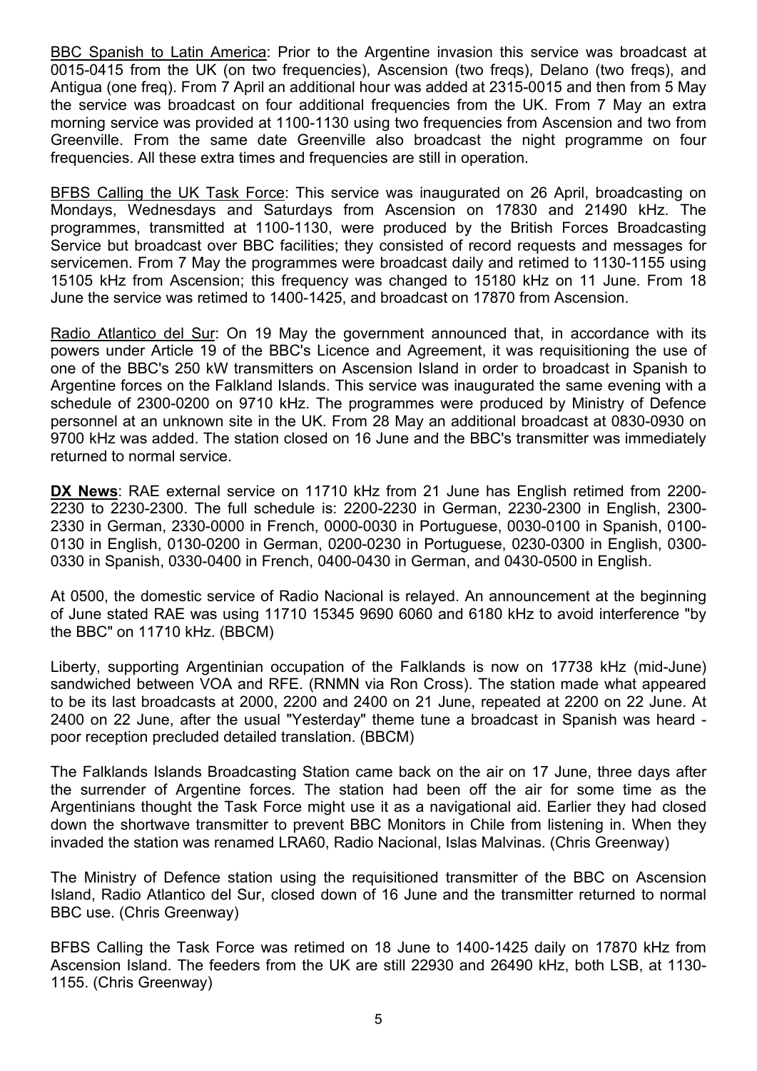<u>BBC Spanish to Latin America</u>: Prior to the Argentine invasion this service was broadcast at 0015-0415 from the UK (on two frequencies), Ascension (two freqs), Delano (two freqs), and Antigua (one freq). From 7 April an additional hour was added at 2315-0015 and then from 5 May the service was broadcast on four additional frequencies from the UK. From 7 May an extra morning service was provided at 1100-1130 using two frequencies from Ascension and two from Greenville. From the same date Greenville also broadcast the night programme on four frequencies. All these extra times and frequencies are still in operation.

<u>BFBS Calling the UK Task Force</u>: This service was inaugurated on 26 April, broadcasting on Mondays, Wednesdays and Saturdays from Ascension on 17830 and 21490 kHz. The programmes, transmitted at 1100-1130, were produced by the British Forces Broadcasting Service but broadcast over BBC facilities; they consisted of record requests and messages for servicemen. From 7 May the programmes were broadcast daily and retimed to 1130-1155 using 15105 kHz from Ascension; this frequency was changed to 15180 kHz on 11 June. From 18 June the service was retimed to 1400-1425, and broadcast on 17870 from Ascension.

<u>Radio Atlantico del Sur</u>: On 19 May the government announced that, in accordance with its powers under Article 19 of the BBC's Licence and Agreement, it was requisitioning the use of one of the BBC's 250 kW transmitters on Ascension Island in order to broadcast in Spanish to Argentine forces on the Falkland Islands. This service was inaugurated the same evening with a schedule of 2300-0200 on 9710 kHz. The programmes were produced by Ministry of Defence personnel at an unknown site in the UK. From 28 May an additional broadcast at 0830-0930 on 9700 kHz was added. The station closed on 16 June and the BBC's transmitter was immediately returned to normal service.

**<u>DX News</u>**: RAE external service on 11710 kHz from 21 June has English retimed from 2200-2230 to 2230-2300. The full schedule is: 2200-2230 in German, 2230-2300 in English, 2300-2330 in German, 2330-0000 in French, 0000-0030 in Portuguese, 0030-0100 in Spanish, 0100-0130 in English, 0130-0200 in German, 0200-0230 in Portuguese, 0230-0300 in English, 0300-0330 in Spanish, 0330-0400 in French, 0400-0430 in German, and 0430-0500 in English.

At 0500, the domestic service of Radio Nacional is relayed. An announcement at the beginning of June stated RAE was using 11710 15345 9690 6060 and 6180 kHz to avoid interference "by the BBC" on 11710 kHz. (BBCM)

Liberty, supporting Argentinian occupation of the Falklands is now on 17738 kHz (mid-June) sandwiched between VOA and RFE. (RNMN via Ron Cross). The station made what appeared to be its last broadcasts at 2000, 2200 and 2400 on 21 June, repeated at 2200 on 22 June. At 2400 on 22 June, after the usual "Yesterday" theme tune a broadcast in Spanish was heard - poor reception precluded detailed translation. (BBCM)

The Falklands Islands Broadcasting Station came back on the air on 17 June, three days after the surrender of Argentine forces. The station had been off the air for some time as the Argentinians thought the Task Force might use it as a navigational aid. Earlier they had closed down the shortwave transmitter to prevent BBC Monitors in Chile from listening in. When they invaded the station was renamed LRA60, Radio Nacional, Islas Malvinas. (Chris Greenway)

The Ministry of Defence station using the requisitioned transmitter of the BBC on Ascension Island, Radio Atlantico del Sur, closed down of 16 June and the transmitter returned to normal BBC use. (Chris Greenway)

BFBS Calling the Task Force was retimed on 18 June to 1400-1425 daily on 17870 kHz from Ascension Island. The feeders from the UK are still 22930 and 26490 kHz, both LSB, at 1130-1155. (Chris Greenway)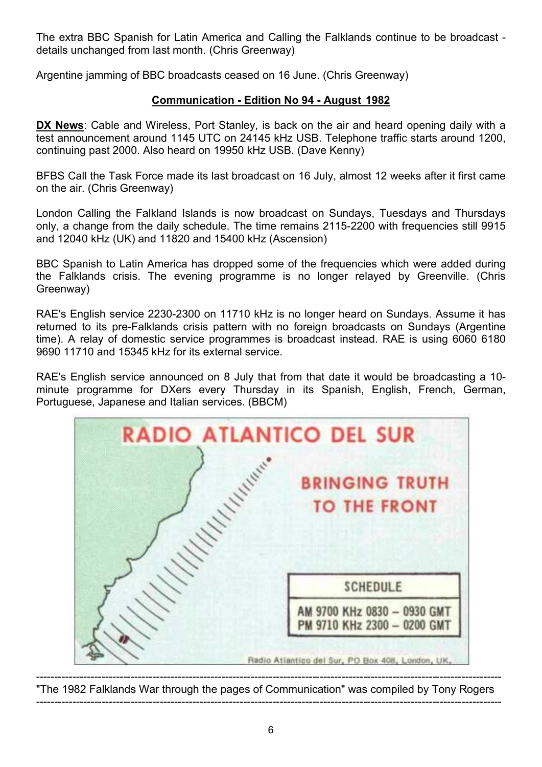The extra BBC Spanish for Latin America and Calling the Falklands continue to be broadcast - details unchanged from last month. (Chris Greenway)

Argentine jamming of BBC broadcasts ceased on 16 June. (Chris Greenway)

## Communication - Edition No 94 - August 1982

**DX News**: Cable and Wireless, Port Stanley, is back on the air and heard opening daily with a test announcement around 1145 UTC on 24145 kHz USB. Telephone traffic starts around 1200, continuing past 2000. Also heard on 19950 kHz USB. (Dave Kenny)

BFBS Call the Task Force made its last broadcast on 16 July, almost 12 weeks after it first came on the air. (Chris Greenway)

London Calling the Falkland Islands is now broadcast on Sundays, Tuesdays and Thursdays only, a change from the daily schedule. The time remains 2115-2200 with frequencies still 9915 and 12040 kHz (UK) and 11820 and 15400 kHz (Ascension)

BBC Spanish to Latin America has dropped some of the frequencies which were added during the Falklands crisis. The evening programme is no longer relayed by Greenville. (Chris Greenway)

RAE's English service 2230-2300 on 11710 kHz is no longer heard on Sundays. Assume it has returned to its pre-Falklands crisis pattern with no foreign broadcasts on Sundays (Argentine time). A relay of domestic service programmes is broadcast instead. RAE is using 6060 6180 9690 11710 and 15345 kHz for its external service.

RAE's English service announced on 8 July that from that date it would be broadcasting a 10-minute programme for DXers every Thursday in its Spanish, English, French, German, Portuguese, Japanese and Italian services. (BBCM)

RADIO ATLANTICO DEL SUR

BRINGING TRUTH TO THE FRONT

| SCHEDULE |
|---|
| AM 9700 KHz 0830 – 0930 GMT |
| PM 9710 KHz 2300 – 0200 GMT |

Radio Atlantico del Sur, PO Box 408, London, UK.

---

"The 1982 Falklands War through the pages of Communication" was compiled by Tony Rogers

---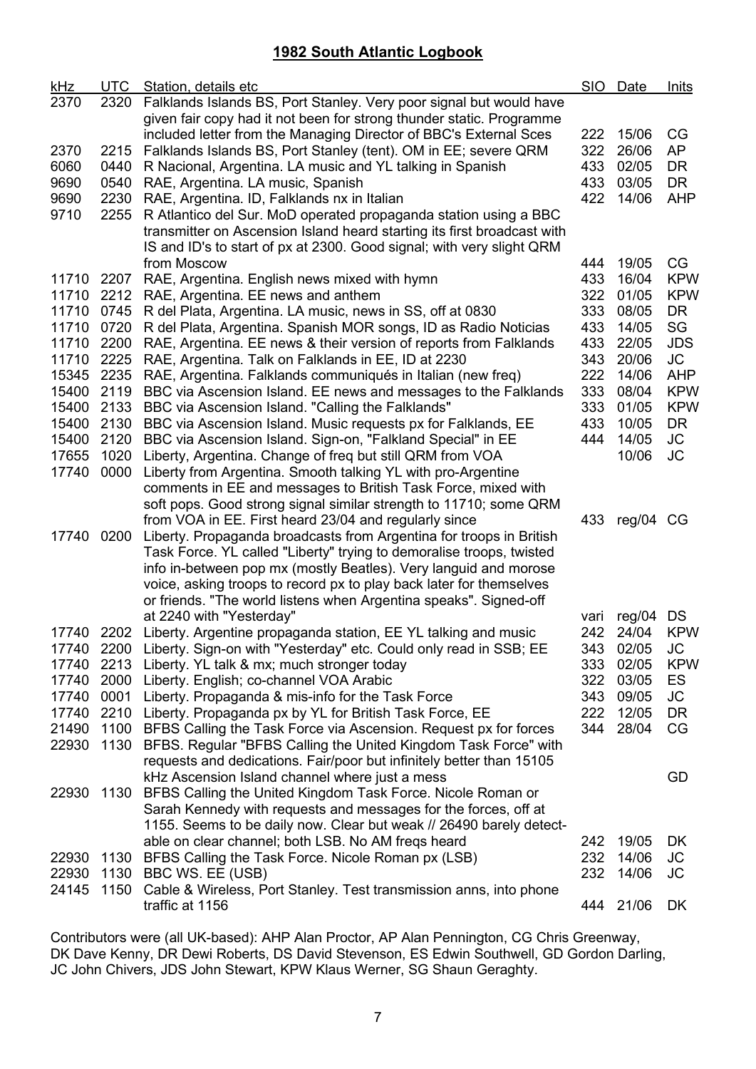## 1982 South Atlantic Logbook

| kHz | UTC | Station, details etc | SIO | Date | Inits |
|---|---|---|---|---|---|
| 2370 | 2320 | Falklands Islands BS, Port Stanley. Very poor signal but would have given fair copy had it not been for strong thunder static. Programme included letter from the Managing Director of BBC's External Sces | 222 | 15/06 | CG |
| 2370 | 2215 | Falklands Islands BS, Port Stanley (tent). OM in EE; severe QRM | 322 | 26/06 | AP |
| 6060 | 0440 | R Nacional, Argentina. LA music and YL talking in Spanish | 433 | 02/05 | DR |
| 9690 | 0540 | RAE, Argentina. LA music, Spanish | 433 | 03/05 | DR |
| 9690 | 2230 | RAE, Argentina. ID, Falklands nx in Italian | 422 | 14/06 | AHP |
| 9710 | 2255 | R Atlantico del Sur. MoD operated propaganda station using a BBC transmitter on Ascension Island heard starting its first broadcast with IS and ID's to start of px at 2300. Good signal; with very slight QRM from Moscow | 444 | 19/05 | CG |
| 11710 | 2207 | RAE, Argentina. English news mixed with hymn | 433 | 16/04 | KPW |
| 11710 | 2212 | RAE, Argentina. EE news and anthem | 322 | 01/05 | KPW |
| 11710 | 0745 | R del Plata, Argentina. LA music, news in SS, off at 0830 | 333 | 08/05 | DR |
| 11710 | 0720 | R del Plata, Argentina. Spanish MOR songs, ID as Radio Noticias | 433 | 14/05 | SG |
| 11710 | 2200 | RAE, Argentina. EE news & their version of reports from Falklands | 433 | 22/05 | JDS |
| 11710 | 2225 | RAE, Argentina. Talk on Falklands in EE, ID at 2230 | 343 | 20/06 | JC |
| 15345 | 2235 | RAE, Argentina. Falklands communiqués in Italian (new freq) | 222 | 14/06 | AHP |
| 15400 | 2119 | BBC via Ascension Island. EE news and messages to the Falklands | 333 | 08/04 | KPW |
| 15400 | 2133 | BBC via Ascension Island. "Calling the Falklands" | 333 | 01/05 | KPW |
| 15400 | 2130 | BBC via Ascension Island. Music requests px for Falklands, EE | 433 | 10/05 | DR |
| 15400 | 2120 | BBC via Ascension Island. Sign-on, "Falkland Special" in EE | 444 | 14/05 | JC |
| 17655 | 1020 | Liberty, Argentina. Change of freq but still QRM from VOA | | 10/06 | JC |
| 17740 | 0000 | Liberty from Argentina. Smooth talking YL with pro-Argentine comments in EE and messages to British Task Force, mixed with soft pops. Good strong signal similar strength to 11710; some QRM from VOA in EE. First heard 23/04 and regularly since | 433 | reg/04 | CG |
| 17740 | 0200 | Liberty. Propaganda broadcasts from Argentina for troops in British Task Force. YL called "Liberty" trying to demoralise troops, twisted info in-between pop mx (mostly Beatles). Very languid and morose voice, asking troops to record px to play back later for themselves or friends. "The world listens when Argentina speaks". Signed-off at 2240 with "Yesterday" | vari | reg/04 | DS |
| 17740 | 2202 | Liberty. Argentine propaganda station, EE YL talking and music | 242 | 24/04 | KPW |
| 17740 | 2200 | Liberty. Sign-on with "Yesterday" etc. Could only read in SSB; EE | 343 | 02/05 | JC |
| 17740 | 2213 | Liberty. YL talk & mx; much stronger today | 333 | 02/05 | KPW |
| 17740 | 2000 | Liberty. English; co-channel VOA Arabic | 322 | 03/05 | ES |
| 17740 | 0001 | Liberty. Propaganda & mis-info for the Task Force | 343 | 09/05 | JC |
| 17740 | 2210 | Liberty. Propaganda px by YL for British Task Force, EE | 222 | 12/05 | DR |
| 21490 | 1100 | BFBS Calling the Task Force via Ascension. Request px for forces | 344 | 28/04 | CG |
| 22930 | 1130 | BFBS. Regular "BFBS Calling the United Kingdom Task Force" with requests and dedications. Fair/poor but infinitely better than 15105 kHz Ascension Island channel where just a mess | | | GD |
| 22930 | 1130 | BFBS Calling the United Kingdom Task Force. Nicole Roman or Sarah Kennedy with requests and messages for the forces, off at 1155. Seems to be daily now. Clear but weak // 26490 barely detectable on clear channel; both LSB. No AM freqs heard | 242 | 19/05 | DK |
| 22930 | 1130 | BFBS Calling the Task Force. Nicole Roman px (LSB) | 232 | 14/06 | JC |
| 22930 | 1130 | BBC WS. EE (USB) | 232 | 14/06 | JC |
| 24145 | 1150 | Cable & Wireless, Port Stanley. Test transmission anns, into phone traffic at 1156 | 444 | 21/06 | DK |

Contributors were (all UK-based): AHP Alan Proctor, AP Alan Pennington, CG Chris Greenway, DK Dave Kenny, DR Dewi Roberts, DS David Stevenson, ES Edwin Southwell, GD Gordon Darling, JC John Chivers, JDS John Stewart, KPW Klaus Werner, SG Shaun Geraghty.